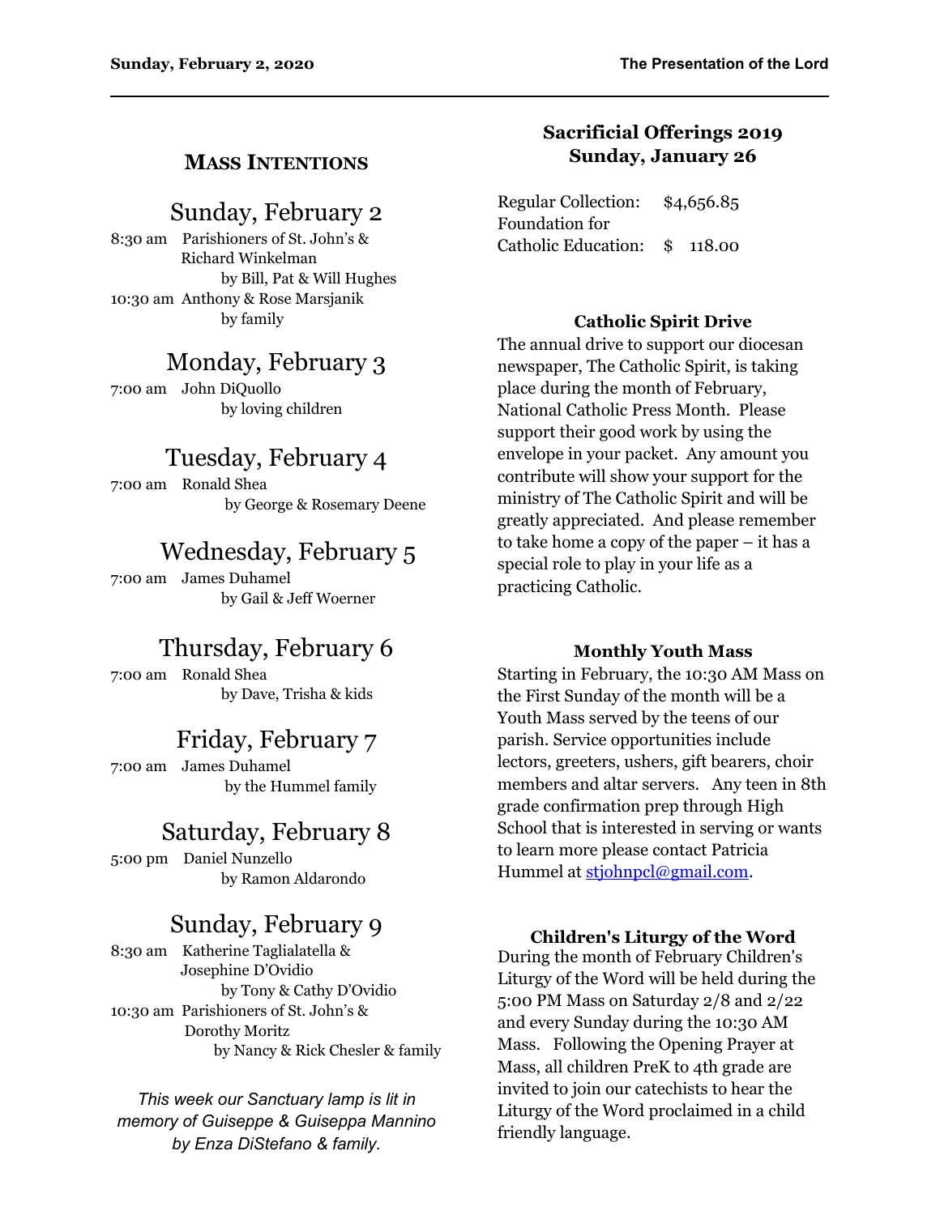## Mass Intentions

### Sunday, February 2

8:30 am Parishioners of St. John's & Richard Winkelman
by Bill, Pat & Will Hughes

10:30 am Anthony & Rose Marsjanik
by family

### Monday, February 3

7:00 am John DiQuollo
by loving children

### Tuesday, February 4

7:00 am Ronald Shea
by George & Rosemary Deene

### Wednesday, February 5

7:00 am James Duhamel
by Gail & Jeff Woerner

### Thursday, February 6

7:00 am Ronald Shea
by Dave, Trisha & kids

### Friday, February 7

7:00 am James Duhamel
by the Hummel family

### Saturday, February 8

5:00 pm Daniel Nunzello
by Ramon Aldarondo

### Sunday, February 9

8:30 am Katherine Taglialatella & Josephine D'Ovidio
by Tony & Cathy D'Ovidio

10:30 am Parishioners of St. John's & Dorothy Moritz
by Nancy & Rick Chesler & family

*This week our Sanctuary lamp is lit in memory of Guiseppe & Guiseppa Mannino by Enza DiStefano & family.*

## Sacrificial Offerings 2019 Sunday, January 26

| | |
|---|---|
| Regular Collection: | $4,656.85 |
| Foundation for Catholic Education: | $ 118.00 |

### Catholic Spirit Drive

The annual drive to support our diocesan newspaper, The Catholic Spirit, is taking place during the month of February, National Catholic Press Month. Please support their good work by using the envelope in your packet. Any amount you contribute will show your support for the ministry of The Catholic Spirit and will be greatly appreciated. And please remember to take home a copy of the paper – it has a special role to play in your life as a practicing Catholic.

### Monthly Youth Mass

Starting in February, the 10:30 AM Mass on the First Sunday of the month will be a Youth Mass served by the teens of our parish. Service opportunities include lectors, greeters, ushers, gift bearers, choir members and altar servers. Any teen in 8th grade confirmation prep through High School that is interested in serving or wants to learn more please contact Patricia Hummel at stjohnpcl@gmail.com.

### Children's Liturgy of the Word

During the month of February Children's Liturgy of the Word will be held during the 5:00 PM Mass on Saturday 2/8 and 2/22 and every Sunday during the 10:30 AM Mass. Following the Opening Prayer at Mass, all children PreK to 4th grade are invited to join our catechists to hear the Liturgy of the Word proclaimed in a child friendly language.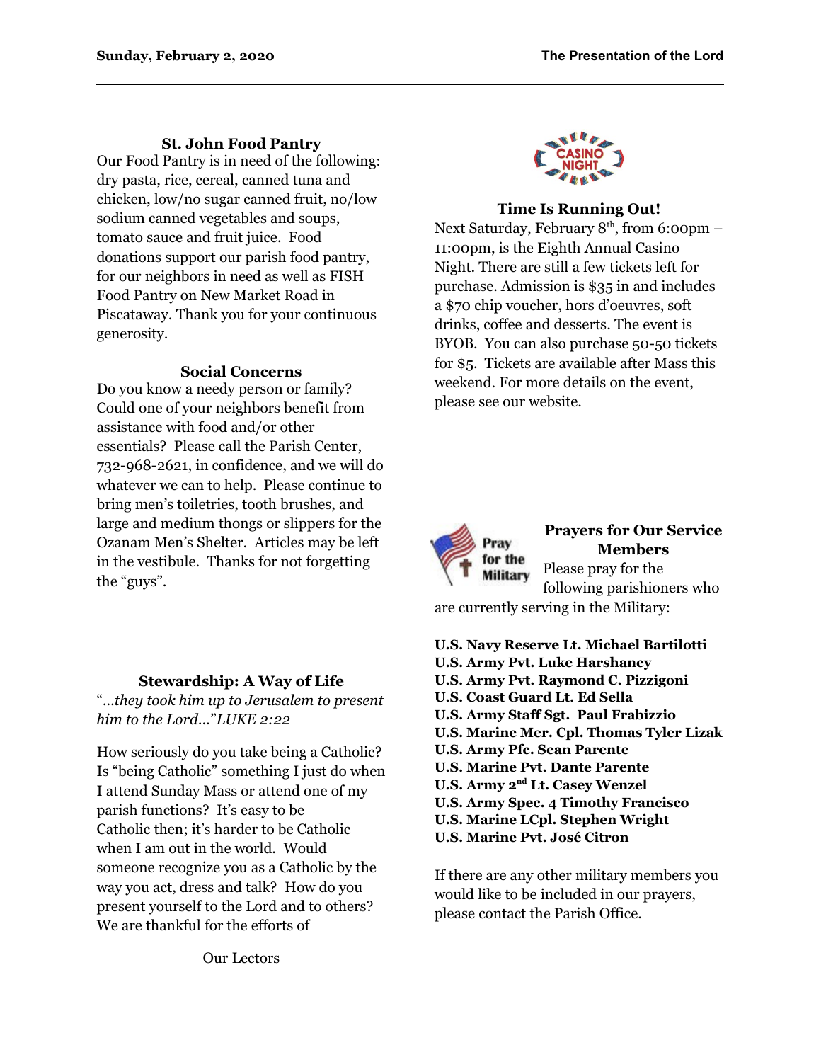### St. John Food Pantry

Our Food Pantry is in need of the following: dry pasta, rice, cereal, canned tuna and chicken, low/no sugar canned fruit, no/low sodium canned vegetables and soups, tomato sauce and fruit juice. Food donations support our parish food pantry, for our neighbors in need as well as FISH Food Pantry on New Market Road in Piscataway. Thank you for your continuous generosity.

### Social Concerns

Do you know a needy person or family? Could one of your neighbors benefit from assistance with food and/or other essentials? Please call the Parish Center, 732-968-2621, in confidence, and we will do whatever we can to help. Please continue to bring men's toiletries, tooth brushes, and large and medium thongs or slippers for the Ozanam Men's Shelter. Articles may be left in the vestibule. Thanks for not forgetting the "guys".

### Stewardship: A Way of Life

"*...they took him up to Jerusalem to present him to the Lord...*" *LUKE 2:22*

How seriously do you take being a Catholic? Is "being Catholic" something I just do when I attend Sunday Mass or attend one of my parish functions? It's easy to be Catholic then; it's harder to be Catholic when I am out in the world. Would someone recognize you as a Catholic by the way you act, dress and talk? How do you present yourself to the Lord and to others? We are thankful for the efforts of

Our Lectors

### Time Is Running Out!

Next Saturday, February 8th, from 6:00pm – 11:00pm, is the Eighth Annual Casino Night. There are still a few tickets left for purchase. Admission is $35 in and includes a $70 chip voucher, hors d'oeuvres, soft drinks, coffee and desserts. The event is BYOB. You can also purchase 50-50 tickets for $5. Tickets are available after Mass this weekend. For more details on the event, please see our website.

### Prayers for Our Service Members

Please pray for the following parishioners who are currently serving in the Military:

**U.S. Navy Reserve Lt. Michael Bartilotti**
**U.S. Army Pvt. Luke Harshaney**
**U.S. Army Pvt. Raymond C. Pizzigoni**
**U.S. Coast Guard Lt. Ed Sella**
**U.S. Army Staff Sgt. Paul Frabizzio**
**U.S. Marine Mer. Cpl. Thomas Tyler Lizak**
**U.S. Army Pfc. Sean Parente**
**U.S. Marine Pvt. Dante Parente**
**U.S. Army 2nd Lt. Casey Wenzel**
**U.S. Army Spec. 4 Timothy Francisco**
**U.S. Marine LCpl. Stephen Wright**
**U.S. Marine Pvt. José Citron**

If there are any other military members you would like to be included in our prayers, please contact the Parish Office.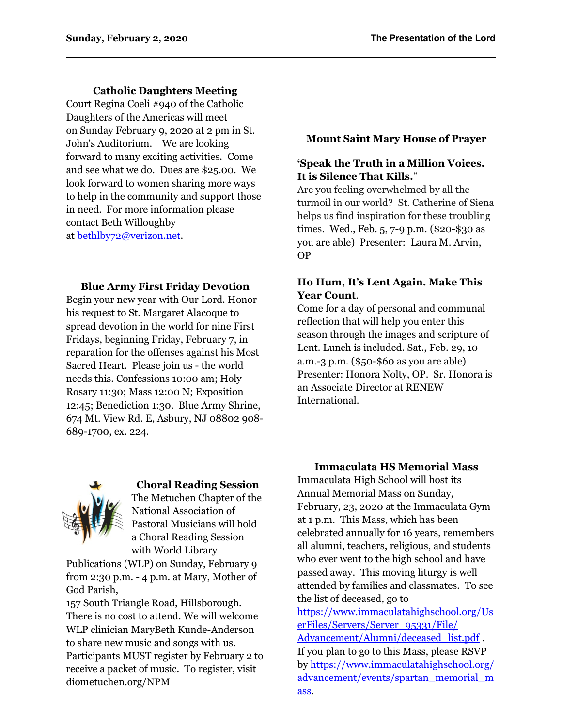## Catholic Daughters Meeting

Court Regina Coeli #940 of the Catholic Daughters of the Americas will meet on Sunday February 9, 2020 at 2 pm in St. John's Auditorium. We are looking forward to many exciting activities. Come and see what we do. Dues are $25.00. We look forward to women sharing more ways to help in the community and support those in need. For more information please contact Beth Willoughby at bethlby72@verizon.net.

## Blue Army First Friday Devotion

Begin your new year with Our Lord. Honor his request to St. Margaret Alacoque to spread devotion in the world for nine First Fridays, beginning Friday, February 7, in reparation for the offenses against his Most Sacred Heart. Please join us - the world needs this. Confessions 10:00 am; Holy Rosary 11:30; Mass 12:00 N; Exposition 12:45; Benediction 1:30. Blue Army Shrine, 674 Mt. View Rd. E, Asbury, NJ 08802 908-689-1700, ex. 224.

## Choral Reading Session

The Metuchen Chapter of the National Association of Pastoral Musicians will hold a Choral Reading Session with World Library Publications (WLP) on Sunday, February 9 from 2:30 p.m. - 4 p.m. at Mary, Mother of God Parish,
157 South Triangle Road, Hillsborough. There is no cost to attend. We will welcome WLP clinician MaryBeth Kunde-Anderson to share new music and songs with us. Participants MUST register by February 2 to receive a packet of music. To register, visit diometuchen.org/NPM

## Mount Saint Mary House of Prayer

### 'Speak the Truth in a Million Voices. It is Silence That Kills."

Are you feeling overwhelmed by all the turmoil in our world? St. Catherine of Siena helps us find inspiration for these troubling times. Wed., Feb. 5, 7-9 p.m. ($20-$30 as you are able) Presenter: Laura M. Arvin, OP

### Ho Hum, It's Lent Again. Make This Year Count.

Come for a day of personal and communal reflection that will help you enter this season through the images and scripture of Lent. Lunch is included. Sat., Feb. 29, 10 a.m.-3 p.m. ($50-$60 as you are able) Presenter: Honora Nolty, OP. Sr. Honora is an Associate Director at RENEW International.

## Immaculata HS Memorial Mass

Immaculata High School will host its Annual Memorial Mass on Sunday, February, 23, 2020 at the Immaculata Gym at 1 p.m. This Mass, which has been celebrated annually for 16 years, remembers all alumni, teachers, religious, and students who ever went to the high school and have passed away. This moving liturgy is well attended by families and classmates. To see the list of deceased, go to https://www.immaculatahighschool.org/UserFiles/Servers/Server_95331/File/Advancement/Alumni/deceased_list.pdf .
If you plan to go to this Mass, please RSVP by https://www.immaculatahighschool.org/advancement/events/spartan_memorial_mass.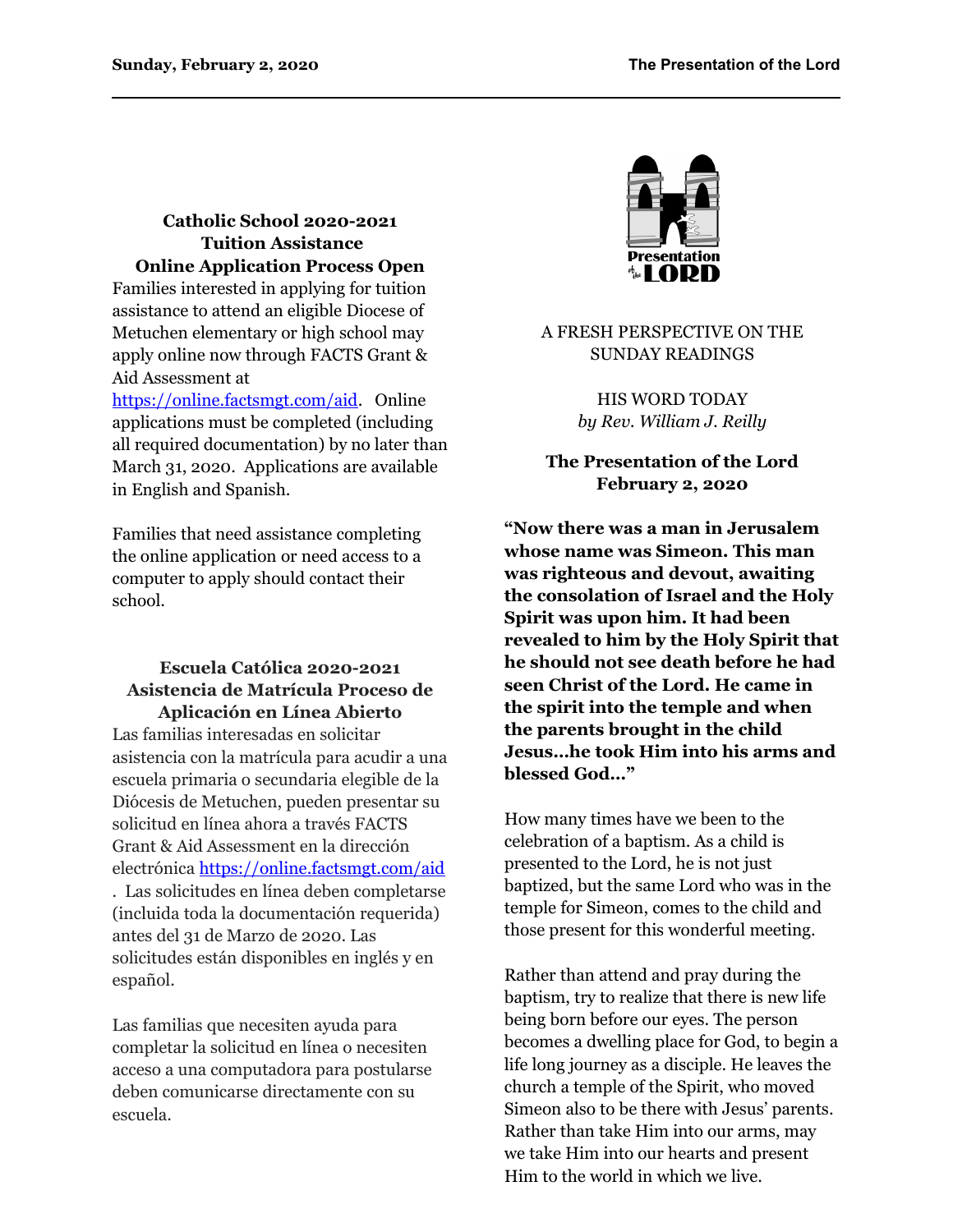**Catholic School 2020-2021 Tuition Assistance Online Application Process Open**

Families interested in applying for tuition assistance to attend an eligible Diocese of Metuchen elementary or high school may apply online now through FACTS Grant & Aid Assessment at https://online.factsmgt.com/aid. Online applications must be completed (including all required documentation) by no later than March 31, 2020. Applications are available in English and Spanish.

Families that need assistance completing the online application or need access to a computer to apply should contact their school.

**Escuela Católica 2020-2021 Asistencia de Matrícula Proceso de Aplicación en Línea Abierto**

Las familias interesadas en solicitar asistencia con la matrícula para acudir a una escuela primaria o secundaria elegible de la Diócesis de Metuchen, pueden presentar su solicitud en línea ahora a través FACTS Grant & Aid Assessment en la dirección electrónica https://online.factsmgt.com/aid. Las solicitudes en línea deben completarse (incluida toda la documentación requerida) antes del 31 de Marzo de 2020. Las solicitudes están disponibles en inglés y en español.

Las familias que necesiten ayuda para completar la solicitud en línea o necesiten acceso a una computadora para postularse deben comunicarse directamente con su escuela.

Presentation of the LORD

A FRESH PERSPECTIVE ON THE SUNDAY READINGS

HIS WORD TODAY
*by Rev. William J. Reilly*

**The Presentation of the Lord**
**February 2, 2020**

**"Now there was a man in Jerusalem whose name was Simeon. This man was righteous and devout, awaiting the consolation of Israel and the Holy Spirit was upon him. It had been revealed to him by the Holy Spirit that he should not see death before he had seen Christ of the Lord. He came in the spirit into the temple and when the parents brought in the child Jesus…he took Him into his arms and blessed God…"**

How many times have we been to the celebration of a baptism. As a child is presented to the Lord, he is not just baptized, but the same Lord who was in the temple for Simeon, comes to the child and those present for this wonderful meeting.

Rather than attend and pray during the baptism, try to realize that there is new life being born before our eyes. The person becomes a dwelling place for God, to begin a life long journey as a disciple. He leaves the church a temple of the Spirit, who moved Simeon also to be there with Jesus' parents. Rather than take Him into our arms, may we take Him into our hearts and present Him to the world in which we live.